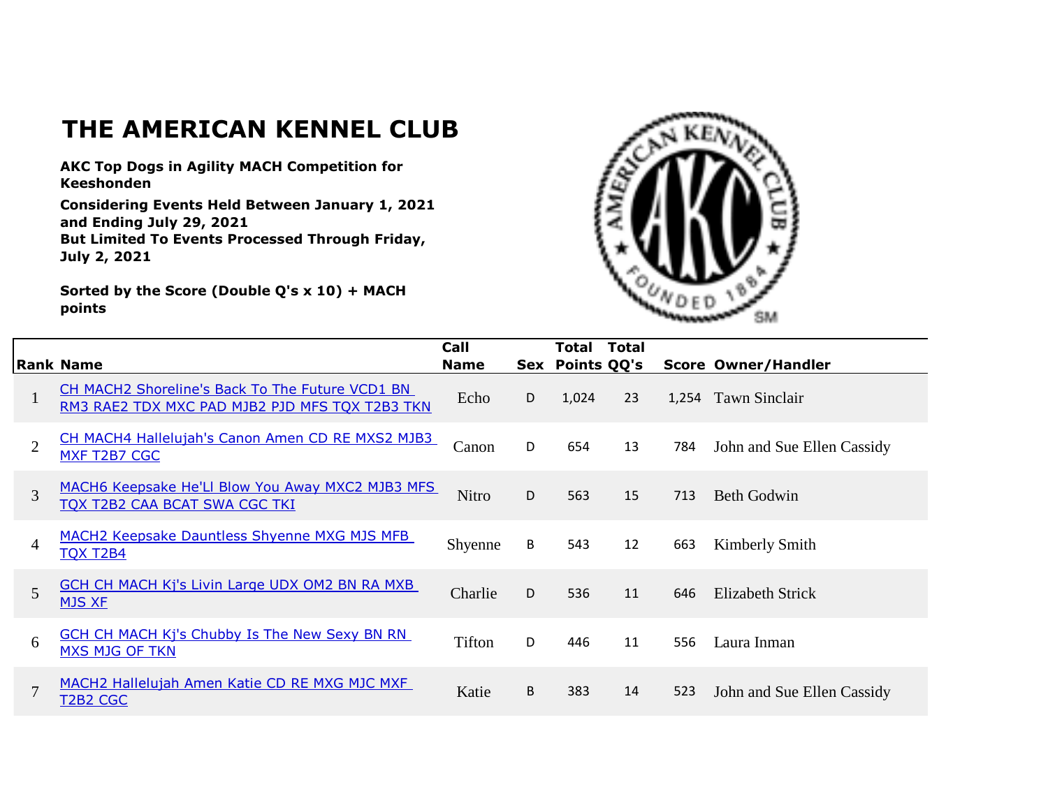# THE AMERICAN KENNEL CLUB

**AKC Top Dogs in Agility MACH Competition for Keeshonden**

**Considering Events Held Between January 1, 2021 and Ending July 29, 2021**
**But Limited To Events Processed Through Friday, July 2, 2021**

**Sorted by the Score (Double Q's x 10) + MACH points**

| Rank | Name | Call Name | Sex | Total Points | Total QQ's | Score | Owner/Handler |
|---|---|---|---|---|---|---|---|
| 1 | CH MACH2 Shoreline's Back To The Future VCD1 BN RM3 RAE2 TDX MXC PAD MJB2 PJD MFS TQX T2B3 TKN | Echo | D | 1,024 | 23 | 1,254 | Tawn Sinclair |
| 2 | CH MACH4 Hallelujah's Canon Amen CD RE MXS2 MJB3 MXF T2B7 CGC | Canon | D | 654 | 13 | 784 | John and Sue Ellen Cassidy |
| 3 | MACH6 Keepsake He'Ll Blow You Away MXC2 MJB3 MFS TQX T2B2 CAA BCAT SWA CGC TKI | Nitro | D | 563 | 15 | 713 | Beth Godwin |
| 4 | MACH2 Keepsake Dauntless Shyenne MXG MJS MFB TQX T2B4 | Shyenne | B | 543 | 12 | 663 | Kimberly Smith |
| 5 | GCH CH MACH Kj's Livin Large UDX OM2 BN RA MXB MJS XF | Charlie | D | 536 | 11 | 646 | Elizabeth Strick |
| 6 | GCH CH MACH Kj's Chubby Is The New Sexy BN RN MXS MJG OF TKN | Tifton | D | 446 | 11 | 556 | Laura Inman |
| 7 | MACH2 Hallelujah Amen Katie CD RE MXG MJC MXF T2B2 CGC | Katie | B | 383 | 14 | 523 | John and Sue Ellen Cassidy |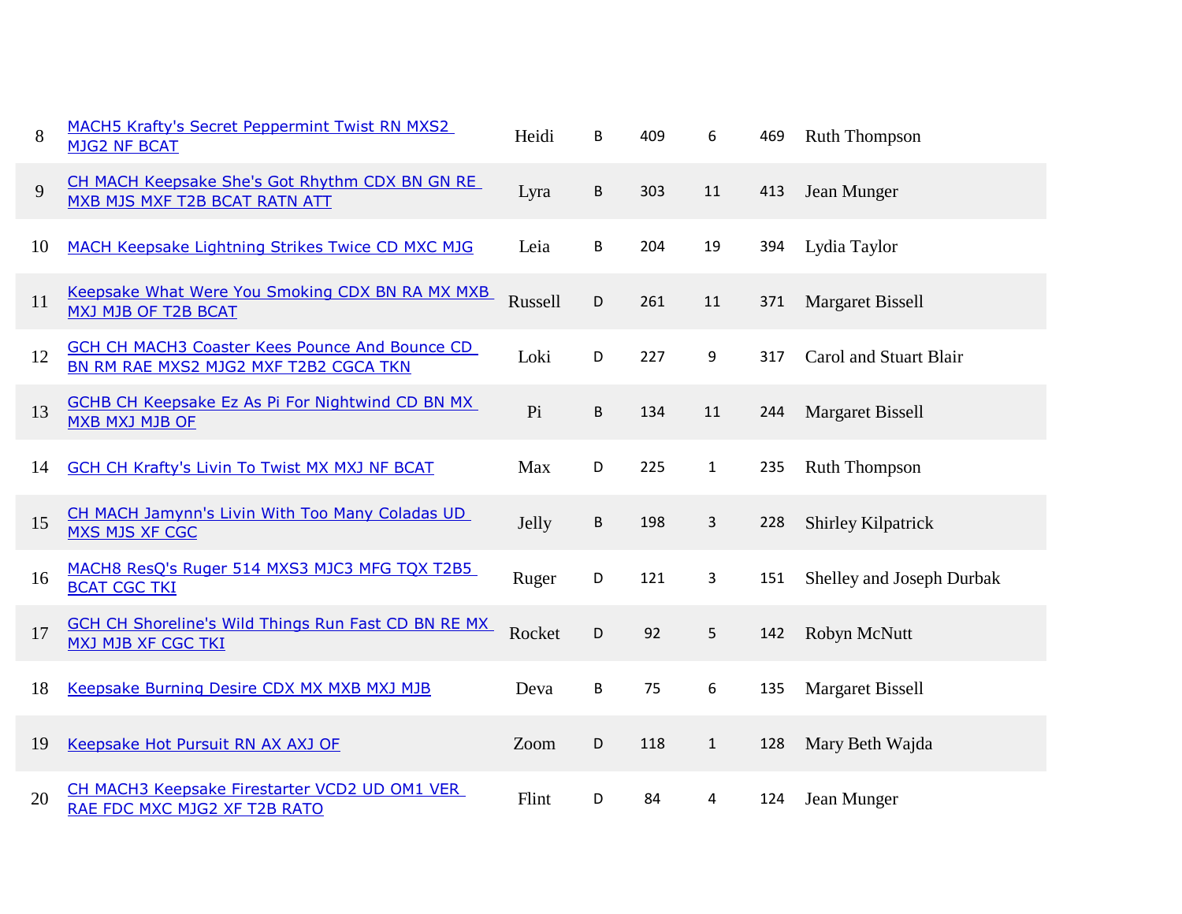| | | | | | | | |
|---|---|---|---|---|---|---|---|
| 8 | MACH5 Krafty's Secret Peppermint Twist RN MXS2 MJG2 NF BCAT | Heidi | B | 409 | 6 | 469 | Ruth Thompson |
| 9 | CH MACH Keepsake She's Got Rhythm CDX BN GN RE MXB MJS MXF T2B BCAT RATN ATT | Lyra | B | 303 | 11 | 413 | Jean Munger |
| 10 | MACH Keepsake Lightning Strikes Twice CD MXC MJG | Leia | B | 204 | 19 | 394 | Lydia Taylor |
| 11 | Keepsake What Were You Smoking CDX BN RA MX MXB MXJ MJB OF T2B BCAT | Russell | D | 261 | 11 | 371 | Margaret Bissell |
| 12 | GCH CH MACH3 Coaster Kees Pounce And Bounce CD BN RM RAE MXS2 MJG2 MXF T2B2 CGCA TKN | Loki | D | 227 | 9 | 317 | Carol and Stuart Blair |
| 13 | GCHB CH Keepsake Ez As Pi For Nightwind CD BN MX MXB MXJ MJB OF | Pi | B | 134 | 11 | 244 | Margaret Bissell |
| 14 | GCH CH Krafty's Livin To Twist MX MXJ NF BCAT | Max | D | 225 | 1 | 235 | Ruth Thompson |
| 15 | CH MACH Jamynn's Livin With Too Many Coladas UD MXS MJS XF CGC | Jelly | B | 198 | 3 | 228 | Shirley Kilpatrick |
| 16 | MACH8 ResQ's Ruger 514 MXS3 MJC3 MFG TQX T2B5 BCAT CGC TKI | Ruger | D | 121 | 3 | 151 | Shelley and Joseph Durbak |
| 17 | GCH CH Shoreline's Wild Things Run Fast CD BN RE MX MXJ MJB XF CGC TKI | Rocket | D | 92 | 5 | 142 | Robyn McNutt |
| 18 | Keepsake Burning Desire CDX MX MXB MXJ MJB | Deva | B | 75 | 6 | 135 | Margaret Bissell |
| 19 | Keepsake Hot Pursuit RN AX AXJ OF | Zoom | D | 118 | 1 | 128 | Mary Beth Wajda |
| 20 | CH MACH3 Keepsake Firestarter VCD2 UD OM1 VER RAE FDC MXC MJG2 XF T2B RATO | Flint | D | 84 | 4 | 124 | Jean Munger |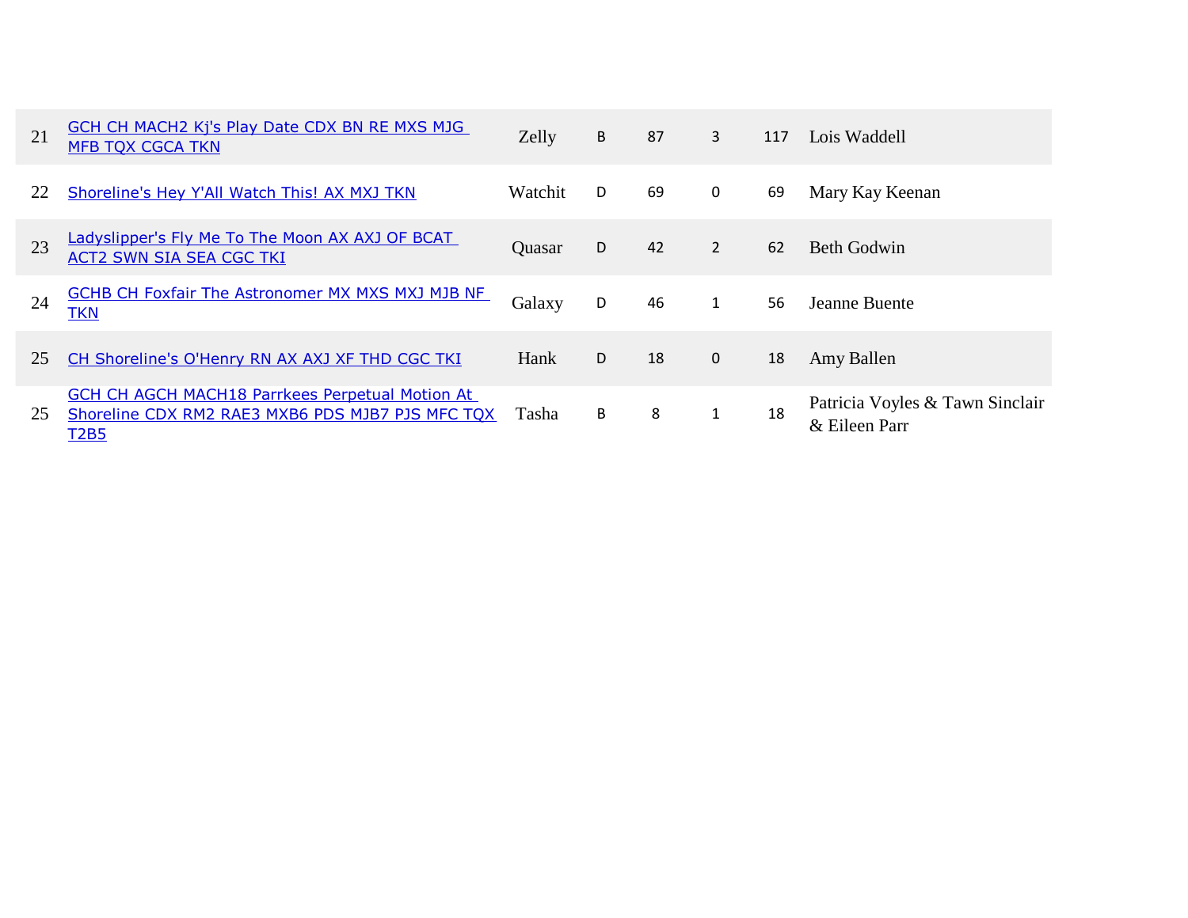| | | | | | | | |
|---|---|---|---|---|---|---|---|
| 21 | GCH CH MACH2 Kj's Play Date CDX BN RE MXS MJG MFB TQX CGCA TKN | Zelly | B | 87 | 3 | 117 | Lois Waddell |
| 22 | Shoreline's Hey Y'All Watch This! AX MXJ TKN | Watchit | D | 69 | 0 | 69 | Mary Kay Keenan |
| 23 | Ladyslipper's Fly Me To The Moon AX AXJ OF BCAT ACT2 SWN SIA SEA CGC TKI | Quasar | D | 42 | 2 | 62 | Beth Godwin |
| 24 | GCHB CH Foxfair The Astronomer MX MXS MXJ MJB NF TKN | Galaxy | D | 46 | 1 | 56 | Jeanne Buente |
| 25 | CH Shoreline's O'Henry RN AX AXJ XF THD CGC TKI | Hank | D | 18 | 0 | 18 | Amy Ballen |
| 25 | GCH CH AGCH MACH18 Parrkees Perpetual Motion At Shoreline CDX RM2 RAE3 MXB6 PDS MJB7 PJS MFC TQX T2B5 | Tasha | B | 8 | 1 | 18 | Patricia Voyles & Tawn Sinclair & Eileen Parr |